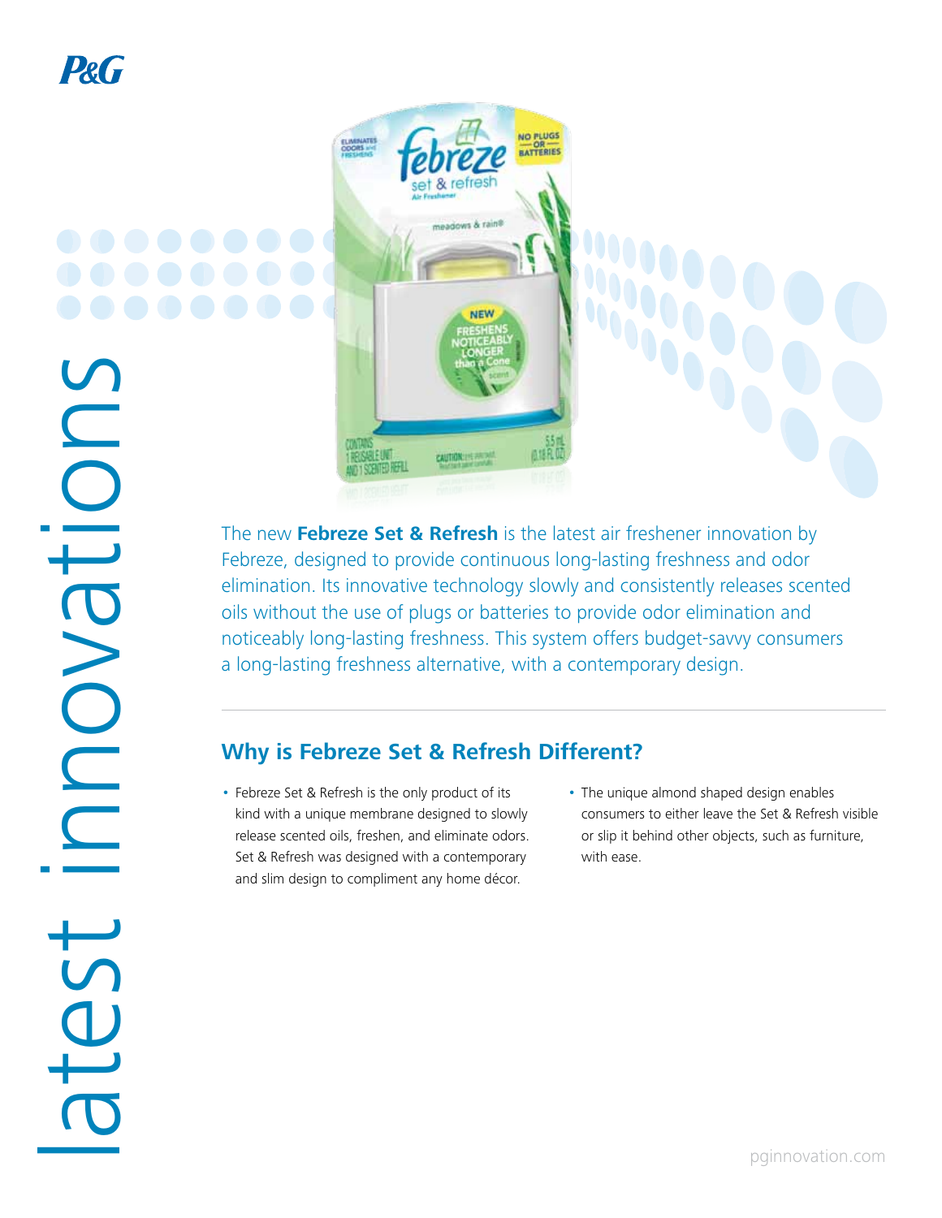P&G

latest innovations

The new **Febreze Set & Refresh** is the latest air freshener innovation by Febreze, designed to provide continuous long-lasting freshness and odor elimination. Its innovative technology slowly and consistently releases scented oils without the use of plugs or batteries to provide odor elimination and noticeably long-lasting freshness. This system offers budget-savvy consumers a long-lasting freshness alternative, with a contemporary design.

## Why is Febreze Set & Refresh Different?

- Febreze Set & Refresh is the only product of its kind with a unique membrane designed to slowly release scented oils, freshen, and eliminate odors. Set & Refresh was designed with a contemporary and slim design to compliment any home décor.
- The unique almond shaped design enables consumers to either leave the Set & Refresh visible or slip it behind other objects, such as furniture, with ease.

pginnovation.com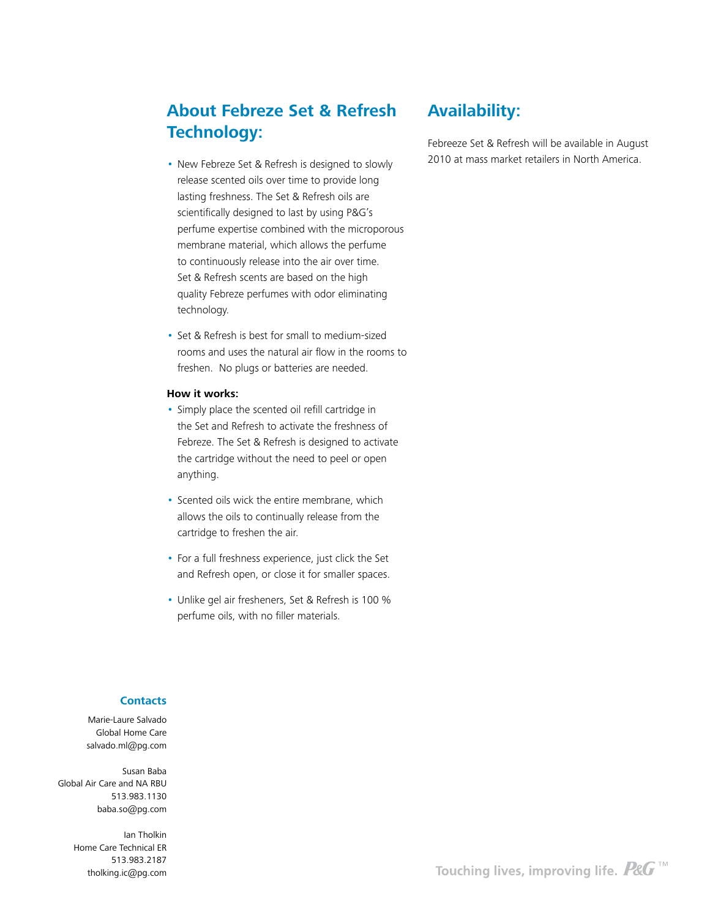## About Febreze Set & Refresh Technology:

- New Febreze Set & Refresh is designed to slowly release scented oils over time to provide long lasting freshness. The Set & Refresh oils are scientifically designed to last by using P&G's perfume expertise combined with the microporous membrane material, which allows the perfume to continuously release into the air over time. Set & Refresh scents are based on the high quality Febreze perfumes with odor eliminating technology.
- Set & Refresh is best for small to medium-sized rooms and uses the natural air flow in the rooms to freshen. No plugs or batteries are needed.

**How it works:**

- Simply place the scented oil refill cartridge in the Set and Refresh to activate the freshness of Febreze. The Set & Refresh is designed to activate the cartridge without the need to peel or open anything.
- Scented oils wick the entire membrane, which allows the oils to continually release from the cartridge to freshen the air.
- For a full freshness experience, just click the Set and Refresh open, or close it for smaller spaces.
- Unlike gel air fresheners, Set & Refresh is 100 % perfume oils, with no filler materials.

## Availability:

Febreeze Set & Refresh will be available in August 2010 at mass market retailers in North America.

### Contacts

Marie-Laure Salvado
Global Home Care
salvado.ml@pg.com

Susan Baba
Global Air Care and NA RBU
513.983.1130
baba.so@pg.com

Ian Tholkin
Home Care Technical ER
513.983.2187
tholking.ic@pg.com

Touching lives, improving life. P&G™